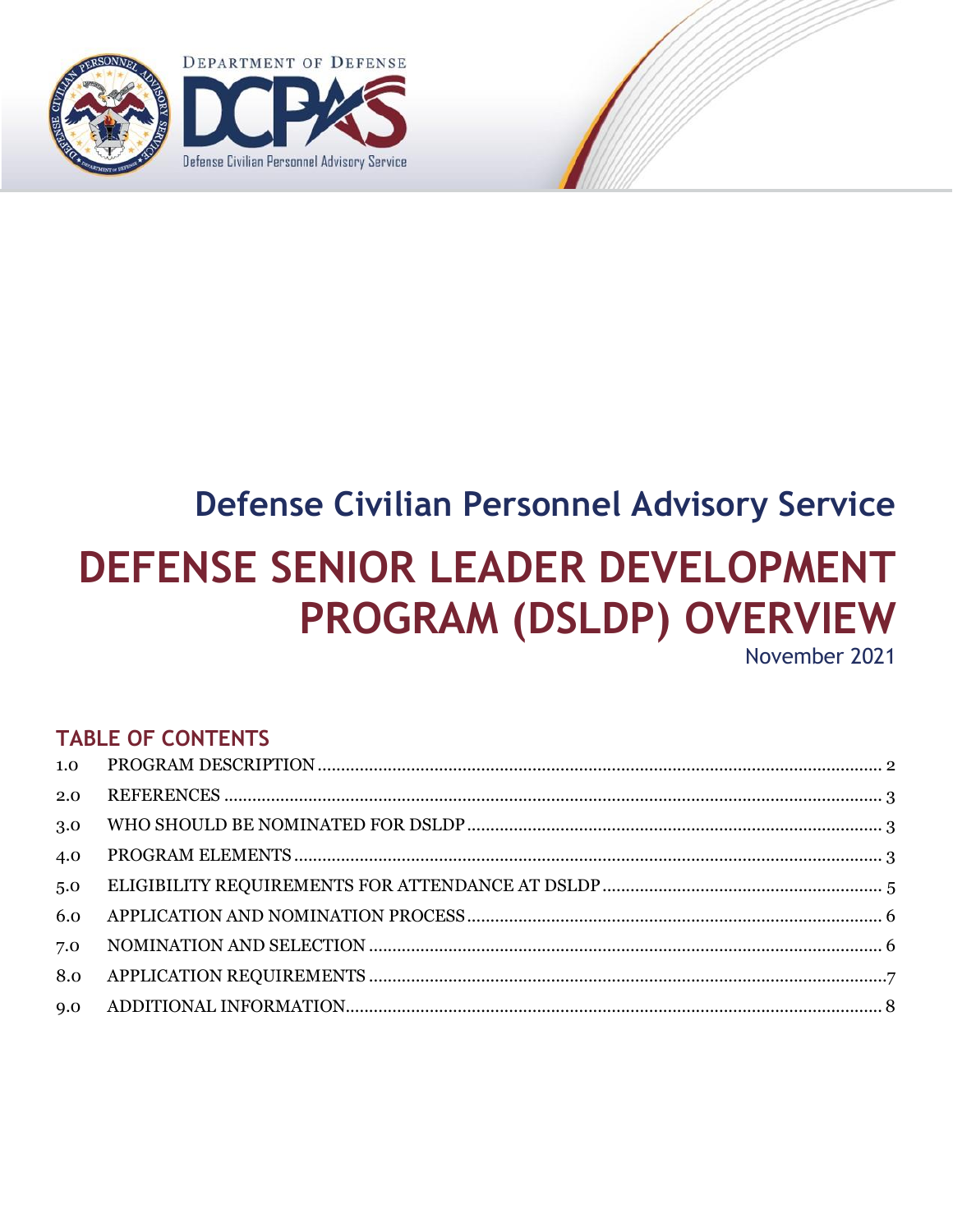DEPARTMENT OF DEFENSE

DCPAS

Defense Civilian Personnel Advisory Service

## Defense Civilian Personnel Advisory Service

# DEFENSE SENIOR LEADER DEVELOPMENT PROGRAM (DSLDP) OVERVIEW

November 2021

## TABLE OF CONTENTS

1.0 PROGRAM DESCRIPTION ..... 2

2.0 REFERENCES ..... 3

3.0 WHO SHOULD BE NOMINATED FOR DSLDP ..... 3

4.0 PROGRAM ELEMENTS ..... 3

5.0 ELIGIBILITY REQUIREMENTS FOR ATTENDANCE AT DSLDP ..... 5

6.0 APPLICATION AND NOMINATION PROCESS ..... 6

7.0 NOMINATION AND SELECTION ..... 6

8.0 APPLICATION REQUIREMENTS ..... 7

9.0 ADDITIONAL INFORMATION ..... 8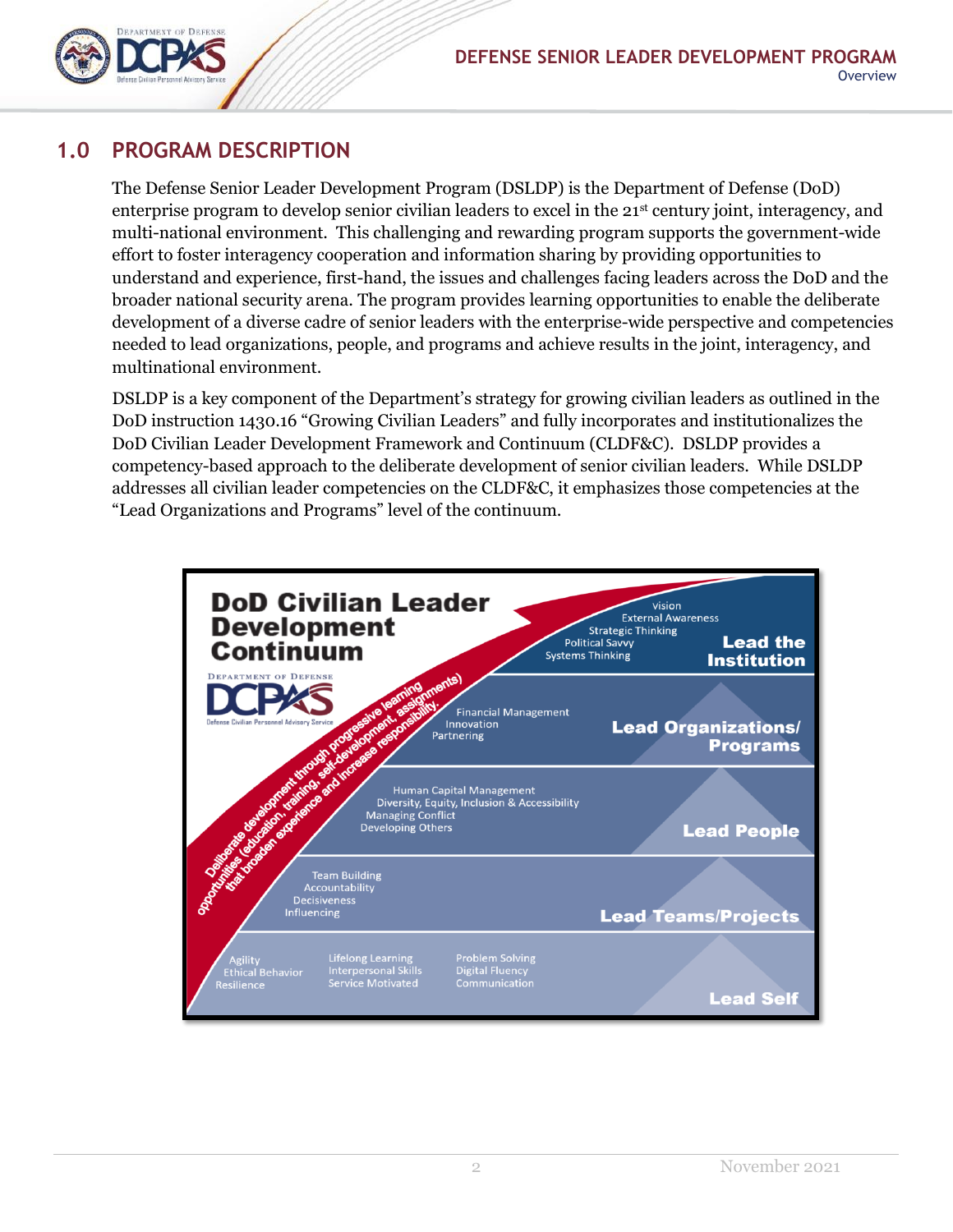## 1.0 PROGRAM DESCRIPTION

The Defense Senior Leader Development Program (DSLDP) is the Department of Defense (DoD) enterprise program to develop senior civilian leaders to excel in the 21st century joint, interagency, and multi-national environment. This challenging and rewarding program supports the government-wide effort to foster interagency cooperation and information sharing by providing opportunities to understand and experience, first-hand, the issues and challenges facing leaders across the DoD and the broader national security arena. The program provides learning opportunities to enable the deliberate development of a diverse cadre of senior leaders with the enterprise-wide perspective and competencies needed to lead organizations, people, and programs and achieve results in the joint, interagency, and multinational environment.

DSLDP is a key component of the Department's strategy for growing civilian leaders as outlined in the DoD instruction 1430.16 "Growing Civilian Leaders" and fully incorporates and institutionalizes the DoD Civilian Leader Development Framework and Continuum (CLDF&C). DSLDP provides a competency-based approach to the deliberate development of senior civilian leaders. While DSLDP addresses all civilian leader competencies on the CLDF&C, it emphasizes those competencies at the "Lead Organizations and Programs" level of the continuum.

**DoD Civilian Leader Development Continuum**

DEPARTMENT OF DEFENSE DCPAS Defense Civilian Personnel Advisory Service

Deliberate development through progressive learning opportunities (education, training, self-development, assignments) that broaden experience and increase responsibility.

| Level | Competencies |
| --- | --- |
| Lead the Institution | Vision, External Awareness, Strategic Thinking, Political Savvy, Systems Thinking |
| Lead Organizations/ Programs | Financial Management, Innovation, Partnering |
| Lead People | Human Capital Management, Diversity, Equity, Inclusion & Accessibility, Managing Conflict, Developing Others |
| Lead Teams/Projects | Team Building, Accountability, Decisiveness, Influencing |
| Lead Self | Agility, Ethical Behavior, Resilience, Lifelong Learning, Interpersonal Skills, Service Motivated, Problem Solving, Digital Fluency, Communication |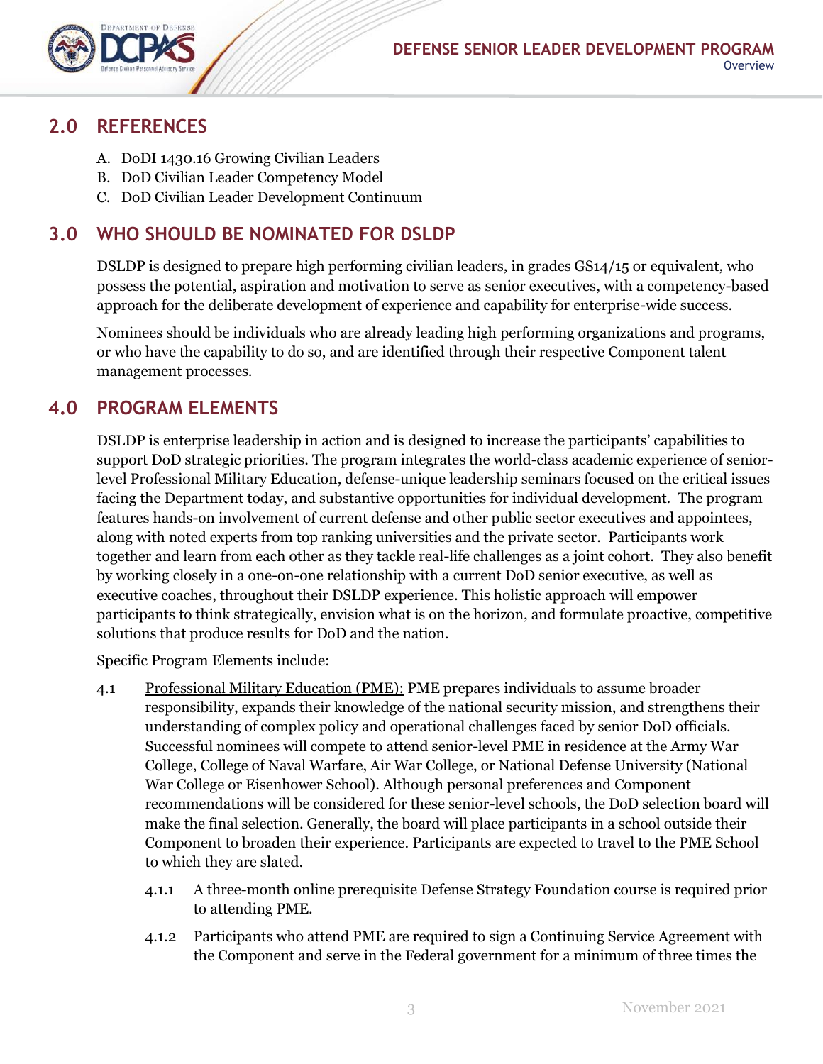## 2.0 REFERENCES

A. DoDI 1430.16 Growing Civilian Leaders
B. DoD Civilian Leader Competency Model
C. DoD Civilian Leader Development Continuum

## 3.0 WHO SHOULD BE NOMINATED FOR DSLDP

DSLDP is designed to prepare high performing civilian leaders, in grades GS14/15 or equivalent, who possess the potential, aspiration and motivation to serve as senior executives, with a competency-based approach for the deliberate development of experience and capability for enterprise-wide success.

Nominees should be individuals who are already leading high performing organizations and programs, or who have the capability to do so, and are identified through their respective Component talent management processes.

## 4.0 PROGRAM ELEMENTS

DSLDP is enterprise leadership in action and is designed to increase the participants' capabilities to support DoD strategic priorities. The program integrates the world-class academic experience of senior-level Professional Military Education, defense-unique leadership seminars focused on the critical issues facing the Department today, and substantive opportunities for individual development. The program features hands-on involvement of current defense and other public sector executives and appointees, along with noted experts from top ranking universities and the private sector. Participants work together and learn from each other as they tackle real-life challenges as a joint cohort. They also benefit by working closely in a one-on-one relationship with a current DoD senior executive, as well as executive coaches, throughout their DSLDP experience. This holistic approach will empower participants to think strategically, envision what is on the horizon, and formulate proactive, competitive solutions that produce results for DoD and the nation.

Specific Program Elements include:

4.1 Professional Military Education (PME): PME prepares individuals to assume broader responsibility, expands their knowledge of the national security mission, and strengthens their understanding of complex policy and operational challenges faced by senior DoD officials. Successful nominees will compete to attend senior-level PME in residence at the Army War College, College of Naval Warfare, Air War College, or National Defense University (National War College or Eisenhower School). Although personal preferences and Component recommendations will be considered for these senior-level schools, the DoD selection board will make the final selection. Generally, the board will place participants in a school outside their Component to broaden their experience. Participants are expected to travel to the PME School to which they are slated.

4.1.1 A three-month online prerequisite Defense Strategy Foundation course is required prior to attending PME.

4.1.2 Participants who attend PME are required to sign a Continuing Service Agreement with the Component and serve in the Federal government for a minimum of three times the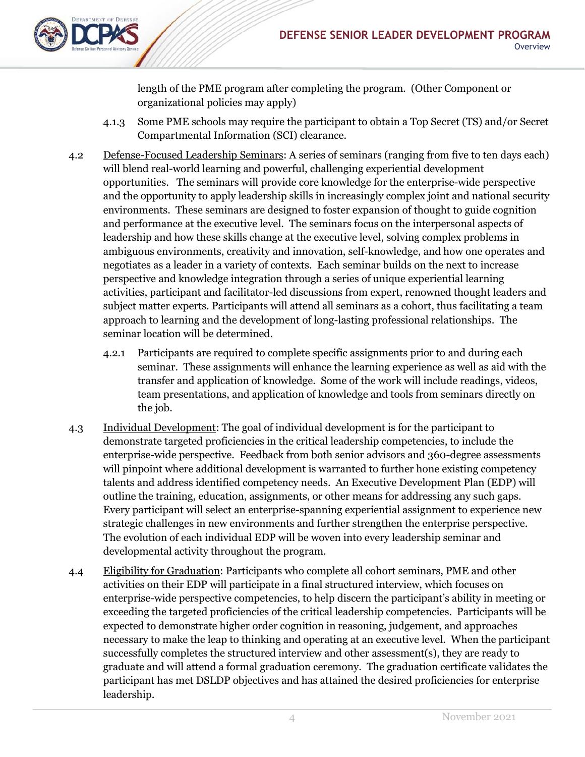length of the PME program after completing the program. (Other Component or organizational policies may apply)

4.1.3 Some PME schools may require the participant to obtain a Top Secret (TS) and/or Secret Compartmental Information (SCI) clearance.

4.2 Defense-Focused Leadership Seminars: A series of seminars (ranging from five to ten days each) will blend real-world learning and powerful, challenging experiential development opportunities. The seminars will provide core knowledge for the enterprise-wide perspective and the opportunity to apply leadership skills in increasingly complex joint and national security environments. These seminars are designed to foster expansion of thought to guide cognition and performance at the executive level. The seminars focus on the interpersonal aspects of leadership and how these skills change at the executive level, solving complex problems in ambiguous environments, creativity and innovation, self-knowledge, and how one operates and negotiates as a leader in a variety of contexts. Each seminar builds on the next to increase perspective and knowledge integration through a series of unique experiential learning activities, participant and facilitator-led discussions from expert, renowned thought leaders and subject matter experts. Participants will attend all seminars as a cohort, thus facilitating a team approach to learning and the development of long-lasting professional relationships. The seminar location will be determined.

4.2.1 Participants are required to complete specific assignments prior to and during each seminar. These assignments will enhance the learning experience as well as aid with the transfer and application of knowledge. Some of the work will include readings, videos, team presentations, and application of knowledge and tools from seminars directly on the job.

4.3 Individual Development: The goal of individual development is for the participant to demonstrate targeted proficiencies in the critical leadership competencies, to include the enterprise-wide perspective. Feedback from both senior advisors and 360-degree assessments will pinpoint where additional development is warranted to further hone existing competency talents and address identified competency needs. An Executive Development Plan (EDP) will outline the training, education, assignments, or other means for addressing any such gaps. Every participant will select an enterprise-spanning experiential assignment to experience new strategic challenges in new environments and further strengthen the enterprise perspective. The evolution of each individual EDP will be woven into every leadership seminar and developmental activity throughout the program.

4.4 Eligibility for Graduation: Participants who complete all cohort seminars, PME and other activities on their EDP will participate in a final structured interview, which focuses on enterprise-wide perspective competencies, to help discern the participant's ability in meeting or exceeding the targeted proficiencies of the critical leadership competencies. Participants will be expected to demonstrate higher order cognition in reasoning, judgement, and approaches necessary to make the leap to thinking and operating at an executive level. When the participant successfully completes the structured interview and other assessment(s), they are ready to graduate and will attend a formal graduation ceremony. The graduation certificate validates the participant has met DSLDP objectives and has attained the desired proficiencies for enterprise leadership.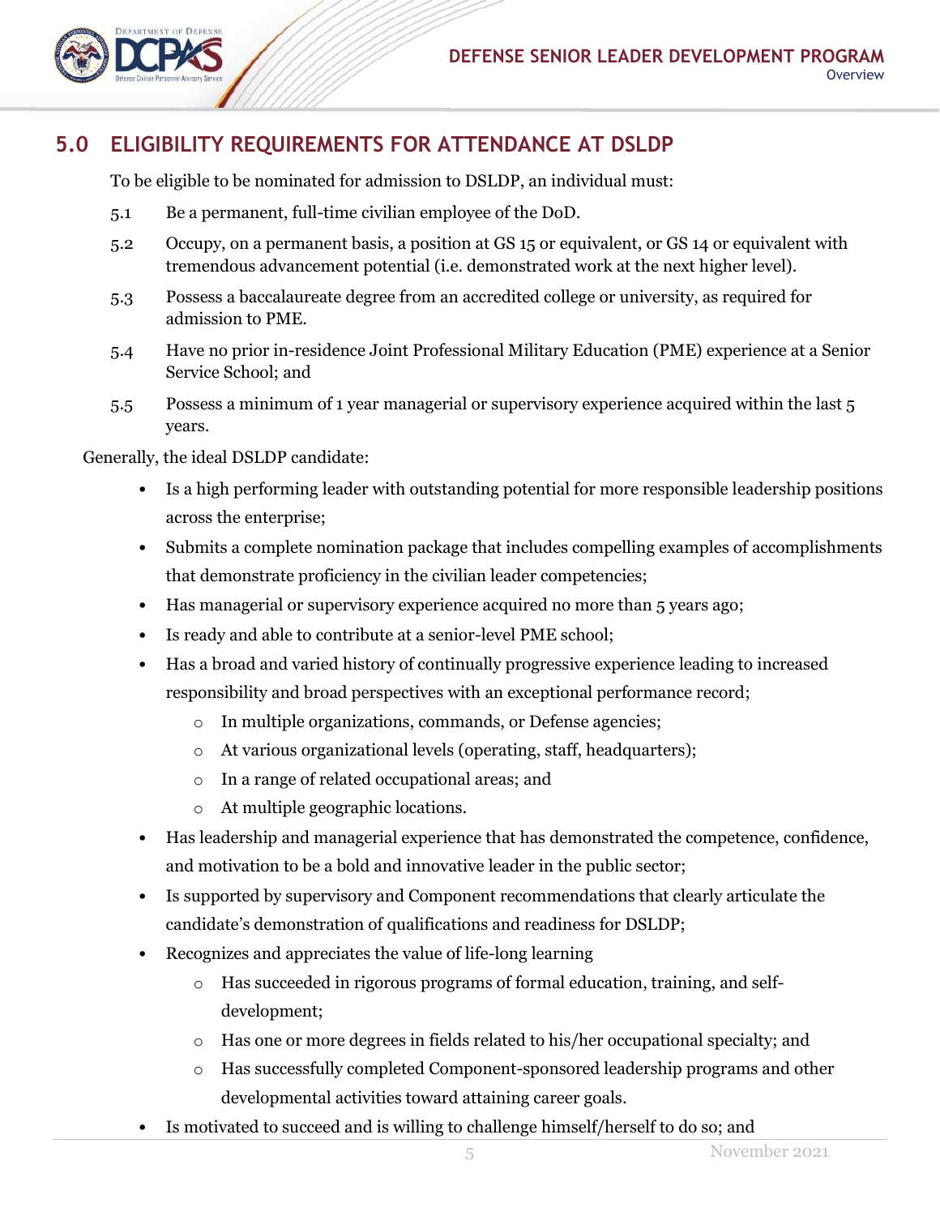## 5.0 ELIGIBILITY REQUIREMENTS FOR ATTENDANCE AT DSLDP

To be eligible to be nominated for admission to DSLDP, an individual must:

5.1 Be a permanent, full-time civilian employee of the DoD.

5.2 Occupy, on a permanent basis, a position at GS 15 or equivalent, or GS 14 or equivalent with tremendous advancement potential (i.e. demonstrated work at the next higher level).

5.3 Possess a baccalaureate degree from an accredited college or university, as required for admission to PME.

5.4 Have no prior in-residence Joint Professional Military Education (PME) experience at a Senior Service School; and

5.5 Possess a minimum of 1 year managerial or supervisory experience acquired within the last 5 years.

Generally, the ideal DSLDP candidate:

- Is a high performing leader with outstanding potential for more responsible leadership positions across the enterprise;
- Submits a complete nomination package that includes compelling examples of accomplishments that demonstrate proficiency in the civilian leader competencies;
- Has managerial or supervisory experience acquired no more than 5 years ago;
- Is ready and able to contribute at a senior-level PME school;
- Has a broad and varied history of continually progressive experience leading to increased responsibility and broad perspectives with an exceptional performance record;
    - In multiple organizations, commands, or Defense agencies;
    - At various organizational levels (operating, staff, headquarters);
    - In a range of related occupational areas; and
    - At multiple geographic locations.
- Has leadership and managerial experience that has demonstrated the competence, confidence, and motivation to be a bold and innovative leader in the public sector;
- Is supported by supervisory and Component recommendations that clearly articulate the candidate's demonstration of qualifications and readiness for DSLDP;
- Recognizes and appreciates the value of life-long learning
    - Has succeeded in rigorous programs of formal education, training, and self-development;
    - Has one or more degrees in fields related to his/her occupational specialty; and
    - Has successfully completed Component-sponsored leadership programs and other developmental activities toward attaining career goals.
- Is motivated to succeed and is willing to challenge himself/herself to do so; and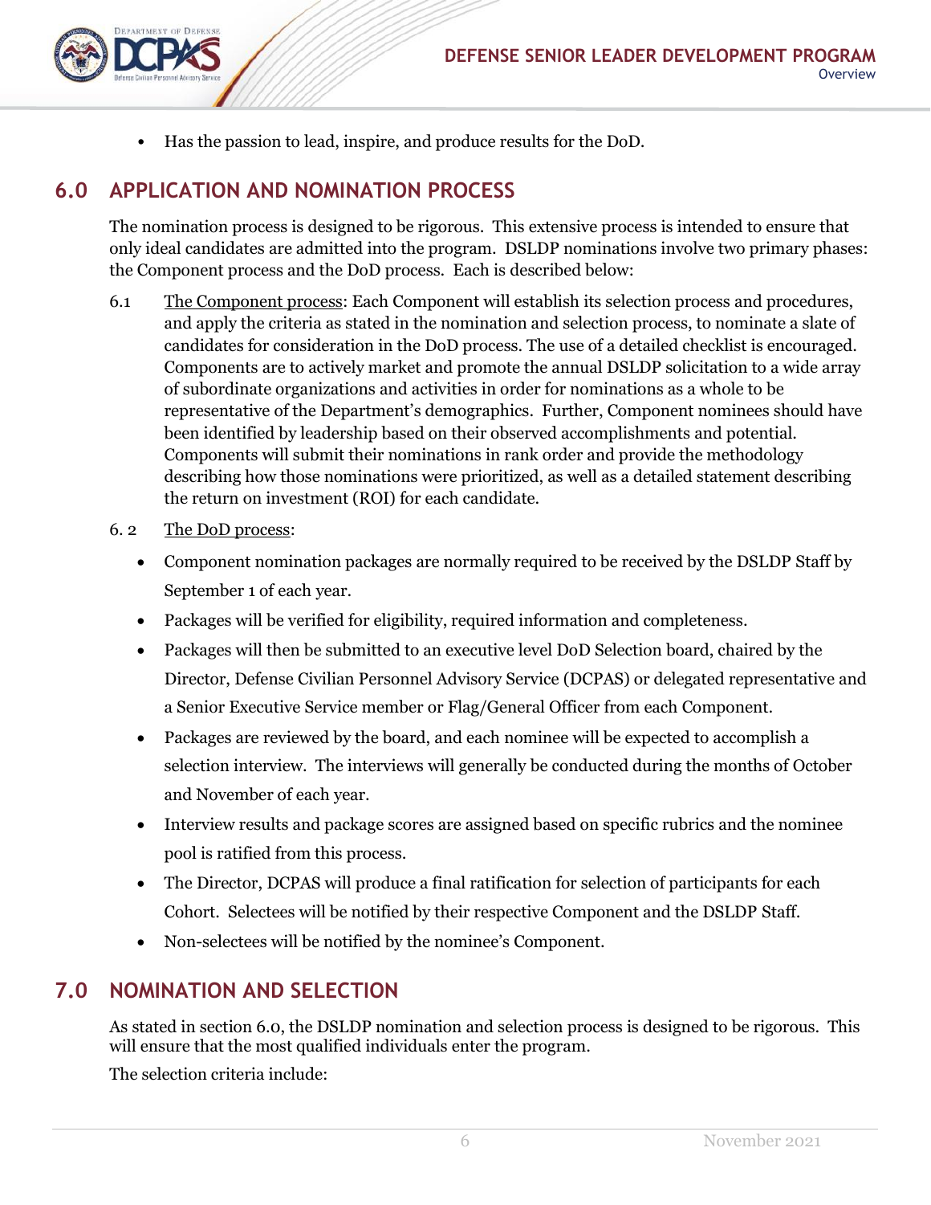- Has the passion to lead, inspire, and produce results for the DoD.

## 6.0 APPLICATION AND NOMINATION PROCESS

The nomination process is designed to be rigorous. This extensive process is intended to ensure that only ideal candidates are admitted into the program. DSLDP nominations involve two primary phases: the Component process and the DoD process. Each is described below:

6.1 The Component process: Each Component will establish its selection process and procedures, and apply the criteria as stated in the nomination and selection process, to nominate a slate of candidates for consideration in the DoD process. The use of a detailed checklist is encouraged. Components are to actively market and promote the annual DSLDP solicitation to a wide array of subordinate organizations and activities in order for nominations as a whole to be representative of the Department's demographics. Further, Component nominees should have been identified by leadership based on their observed accomplishments and potential. Components will submit their nominations in rank order and provide the methodology describing how those nominations were prioritized, as well as a detailed statement describing the return on investment (ROI) for each candidate.

6. 2 The DoD process:

- Component nomination packages are normally required to be received by the DSLDP Staff by September 1 of each year.
- Packages will be verified for eligibility, required information and completeness.
- Packages will then be submitted to an executive level DoD Selection board, chaired by the Director, Defense Civilian Personnel Advisory Service (DCPAS) or delegated representative and a Senior Executive Service member or Flag/General Officer from each Component.
- Packages are reviewed by the board, and each nominee will be expected to accomplish a selection interview. The interviews will generally be conducted during the months of October and November of each year.
- Interview results and package scores are assigned based on specific rubrics and the nominee pool is ratified from this process.
- The Director, DCPAS will produce a final ratification for selection of participants for each Cohort. Selectees will be notified by their respective Component and the DSLDP Staff.
- Non-selectees will be notified by the nominee's Component.

## 7.0 NOMINATION AND SELECTION

As stated in section 6.0, the DSLDP nomination and selection process is designed to be rigorous. This will ensure that the most qualified individuals enter the program.

The selection criteria include: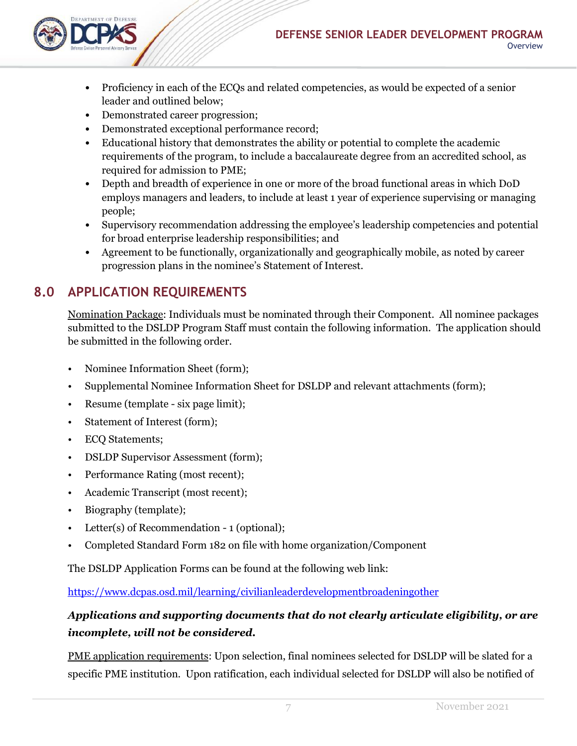- Proficiency in each of the ECQs and related competencies, as would be expected of a senior leader and outlined below;
- Demonstrated career progression;
- Demonstrated exceptional performance record;
- Educational history that demonstrates the ability or potential to complete the academic requirements of the program, to include a baccalaureate degree from an accredited school, as required for admission to PME;
- Depth and breadth of experience in one or more of the broad functional areas in which DoD employs managers and leaders, to include at least 1 year of experience supervising or managing people;
- Supervisory recommendation addressing the employee's leadership competencies and potential for broad enterprise leadership responsibilities; and
- Agreement to be functionally, organizationally and geographically mobile, as noted by career progression plans in the nominee's Statement of Interest.

## 8.0 APPLICATION REQUIREMENTS

Nomination Package: Individuals must be nominated through their Component. All nominee packages submitted to the DSLDP Program Staff must contain the following information. The application should be submitted in the following order.

- Nominee Information Sheet (form);
- Supplemental Nominee Information Sheet for DSLDP and relevant attachments (form);
- Resume (template - six page limit);
- Statement of Interest (form);
- ECQ Statements;
- DSLDP Supervisor Assessment (form);
- Performance Rating (most recent);
- Academic Transcript (most recent);
- Biography (template);
- Letter(s) of Recommendation - 1 (optional);
- Completed Standard Form 182 on file with home organization/Component

The DSLDP Application Forms can be found at the following web link:

https://www.dcpas.osd.mil/learning/civilianleaderdevelopmentbroadeningother

***Applications and supporting documents that do not clearly articulate eligibility, or are incomplete, will not be considered.***

PME application requirements: Upon selection, final nominees selected for DSLDP will be slated for a specific PME institution. Upon ratification, each individual selected for DSLDP will also be notified of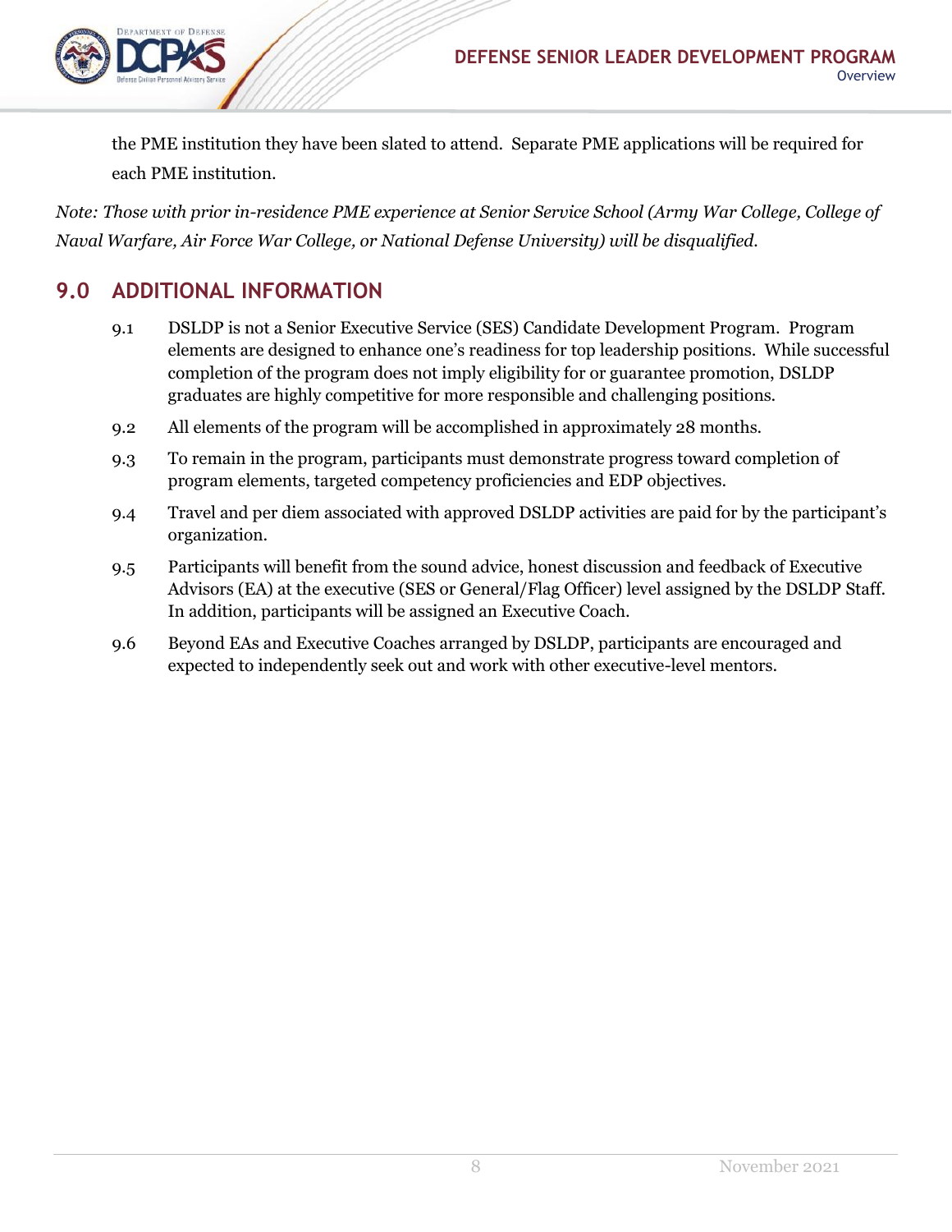the PME institution they have been slated to attend. Separate PME applications will be required for each PME institution.

*Note: Those with prior in-residence PME experience at Senior Service School (Army War College, College of Naval Warfare, Air Force War College, or National Defense University) will be disqualified.*

## 9.0 ADDITIONAL INFORMATION

9.1 DSLDP is not a Senior Executive Service (SES) Candidate Development Program. Program elements are designed to enhance one's readiness for top leadership positions. While successful completion of the program does not imply eligibility for or guarantee promotion, DSLDP graduates are highly competitive for more responsible and challenging positions.

9.2 All elements of the program will be accomplished in approximately 28 months.

9.3 To remain in the program, participants must demonstrate progress toward completion of program elements, targeted competency proficiencies and EDP objectives.

9.4 Travel and per diem associated with approved DSLDP activities are paid for by the participant's organization.

9.5 Participants will benefit from the sound advice, honest discussion and feedback of Executive Advisors (EA) at the executive (SES or General/Flag Officer) level assigned by the DSLDP Staff. In addition, participants will be assigned an Executive Coach.

9.6 Beyond EAs and Executive Coaches arranged by DSLDP, participants are encouraged and expected to independently seek out and work with other executive-level mentors.